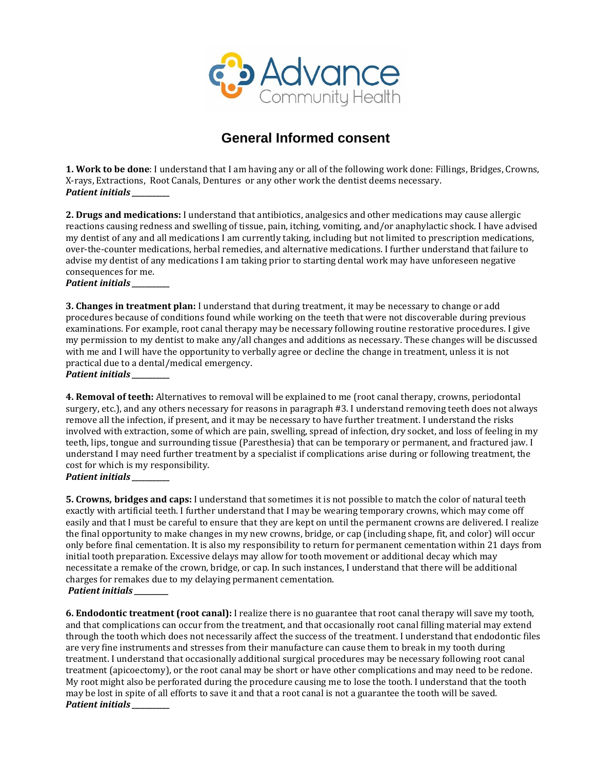Advance Community Health

# General Informed consent

**1. Work to be done**: I understand that I am having any or all of the following work done: Fillings, Bridges, Crowns, X-rays, Extractions, Root Canals, Dentures or any other work the dentist deems necessary.
***Patient initials ________***

**2. Drugs and medications:** I understand that antibiotics, analgesics and other medications may cause allergic reactions causing redness and swelling of tissue, pain, itching, vomiting, and/or anaphylactic shock. I have advised my dentist of any and all medications I am currently taking, including but not limited to prescription medications, over-the-counter medications, herbal remedies, and alternative medications. I further understand that failure to advise my dentist of any medications I am taking prior to starting dental work may have unforeseen negative consequences for me.
***Patient initials ________***

**3. Changes in treatment plan:** I understand that during treatment, it may be necessary to change or add procedures because of conditions found while working on the teeth that were not discoverable during previous examinations. For example, root canal therapy may be necessary following routine restorative procedures. I give my permission to my dentist to make any/all changes and additions as necessary. These changes will be discussed with me and I will have the opportunity to verbally agree or decline the change in treatment, unless it is not practical due to a dental/medical emergency.
***Patient initials ________***

**4. Removal of teeth:** Alternatives to removal will be explained to me (root canal therapy, crowns, periodontal surgery, etc.), and any others necessary for reasons in paragraph #3. I understand removing teeth does not always remove all the infection, if present, and it may be necessary to have further treatment. I understand the risks involved with extraction, some of which are pain, swelling, spread of infection, dry socket, and loss of feeling in my teeth, lips, tongue and surrounding tissue (Paresthesia) that can be temporary or permanent, and fractured jaw. I understand I may need further treatment by a specialist if complications arise during or following treatment, the cost for which is my responsibility.
***Patient initials ________***

**5. Crowns, bridges and caps:** I understand that sometimes it is not possible to match the color of natural teeth exactly with artificial teeth. I further understand that I may be wearing temporary crowns, which may come off easily and that I must be careful to ensure that they are kept on until the permanent crowns are delivered. I realize the final opportunity to make changes in my new crowns, bridge, or cap (including shape, fit, and color) will occur only before final cementation. It is also my responsibility to return for permanent cementation within 21 days from initial tooth preparation. Excessive delays may allow for tooth movement or additional decay which may necessitate a remake of the crown, bridge, or cap. In such instances, I understand that there will be additional charges for remakes due to my delaying permanent cementation.
***Patient initials ________***

**6. Endodontic treatment (root canal):** I realize there is no guarantee that root canal therapy will save my tooth, and that complications can occur from the treatment, and that occasionally root canal filling material may extend through the tooth which does not necessarily affect the success of the treatment. I understand that endodontic files are very fine instruments and stresses from their manufacture can cause them to break in my tooth during treatment. I understand that occasionally additional surgical procedures may be necessary following root canal treatment (apicoectomy), or the root canal may be short or have other complications and may need to be redone. My root might also be perforated during the procedure causing me to lose the tooth. I understand that the tooth may be lost in spite of all efforts to save it and that a root canal is not a guarantee the tooth will be saved.
***Patient initials ________***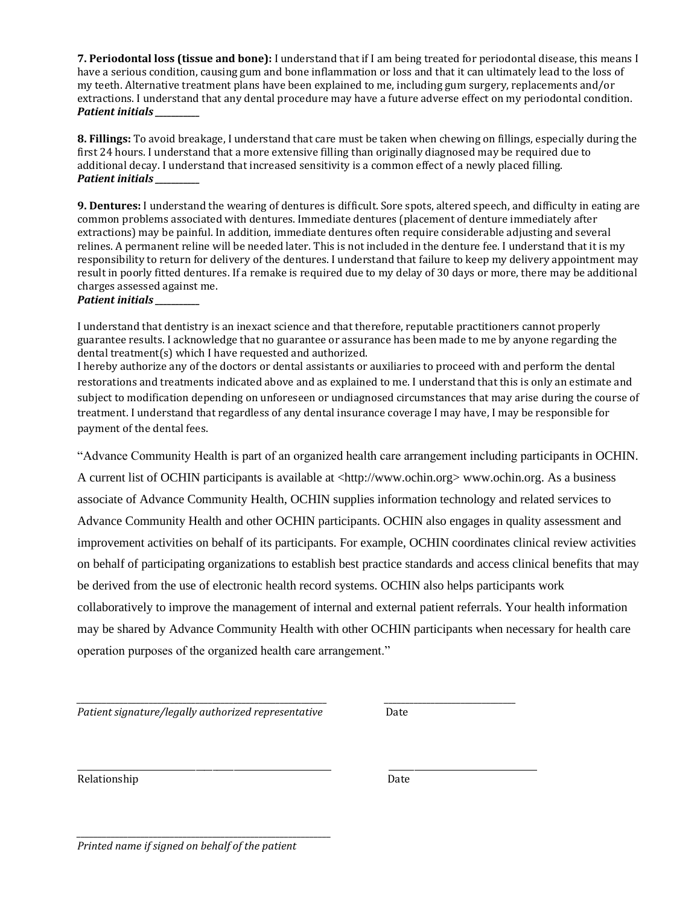**7. Periodontal loss (tissue and bone):** I understand that if I am being treated for periodontal disease, this means I have a serious condition, causing gum and bone inflammation or loss and that it can ultimately lead to the loss of my teeth. Alternative treatment plans have been explained to me, including gum surgery, replacements and/or extractions. I understand that any dental procedure may have a future adverse effect on my periodontal condition.
***Patient initials*** ___________

**8. Fillings:** To avoid breakage, I understand that care must be taken when chewing on fillings, especially during the first 24 hours. I understand that a more extensive filling than originally diagnosed may be required due to additional decay. I understand that increased sensitivity is a common effect of a newly placed filling.
***Patient initials*** ___________

**9. Dentures:** I understand the wearing of dentures is difficult. Sore spots, altered speech, and difficulty in eating are common problems associated with dentures. Immediate dentures (placement of denture immediately after extractions) may be painful. In addition, immediate dentures often require considerable adjusting and several relines. A permanent reline will be needed later. This is not included in the denture fee. I understand that it is my responsibility to return for delivery of the dentures. I understand that failure to keep my delivery appointment may result in poorly fitted dentures. If a remake is required due to my delay of 30 days or more, there may be additional charges assessed against me.
***Patient initials*** ___________

I understand that dentistry is an inexact science and that therefore, reputable practitioners cannot properly guarantee results. I acknowledge that no guarantee or assurance has been made to me by anyone regarding the dental treatment(s) which I have requested and authorized.
I hereby authorize any of the doctors or dental assistants or auxiliaries to proceed with and perform the dental restorations and treatments indicated above and as explained to me. I understand that this is only an estimate and subject to modification depending on unforeseen or undiagnosed circumstances that may arise during the course of treatment. I understand that regardless of any dental insurance coverage I may have, I may be responsible for payment of the dental fees.

"Advance Community Health is part of an organized health care arrangement including participants in OCHIN. A current list of OCHIN participants is available at <http://www.ochin.org> www.ochin.org. As a business associate of Advance Community Health, OCHIN supplies information technology and related services to Advance Community Health and other OCHIN participants. OCHIN also engages in quality assessment and improvement activities on behalf of its participants. For example, OCHIN coordinates clinical review activities on behalf of participating organizations to establish best practice standards and access clinical benefits that may be derived from the use of electronic health record systems. OCHIN also helps participants work collaboratively to improve the management of internal and external patient referrals. Your health information may be shared by Advance Community Health with other OCHIN participants when necessary for health care operation purposes of the organized health care arrangement."

_______________________________________________ &nbsp;&nbsp;&nbsp;&nbsp; ___________________________
*Patient signature/legally authorized representative* &nbsp;&nbsp;&nbsp;&nbsp; Date

_______________________________________________ &nbsp;&nbsp;&nbsp;&nbsp; ___________________________
Relationship &nbsp;&nbsp;&nbsp;&nbsp; Date

_______________________________________________
*Printed name if signed on behalf of the patient*